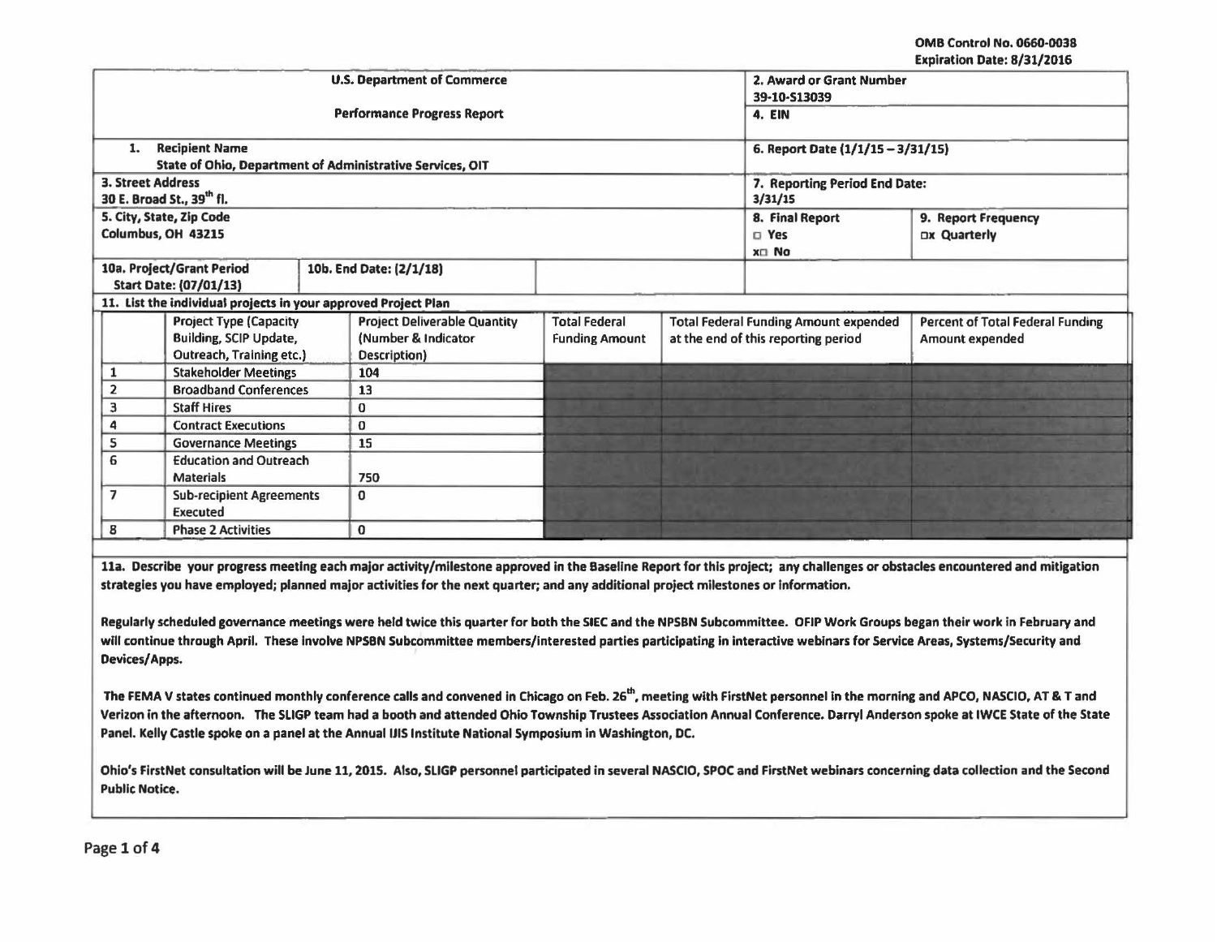OMB Control No. 0660-0038
Expiration Date: 8/31/2016

| U.S. Department of Commerce<br>Performance Progress Report | 2. Award or Grant Number<br>39-10-S13039 | |
|---|---|---|
| | 4. EIN | |
| 1. Recipient Name<br>State of Ohio, Department of Administrative Services, OIT | 6. Report Date (1/1/15 – 3/31/15) | |
| 3. Street Address<br>30 E. Broad St., 39th fl. | 7. Reporting Period End Date:<br>3/31/15 | |
| 5. City, State, Zip Code<br>Columbus, OH 43215 | 8. Final Report<br>☐ Yes<br>x☐ No | 9. Report Frequency<br>☐x Quarterly |
| 10a. Project/Grant Period Start Date: (07/01/13) — 10b. End Date: (2/1/18) | | |

**11. List the individual projects in your approved Project Plan**

| | Project Type (Capacity Building, SCIP Update, Outreach, Training etc.) | Project Deliverable Quantity (Number & Indicator Description) | Total Federal Funding Amount | Total Federal Funding Amount expended at the end of this reporting period | Percent of Total Federal Funding Amount expended |
|---|---|---|---|---|---|
| 1 | Stakeholder Meetings | 104 | | | |
| 2 | Broadband Conferences | 13 | | | |
| 3 | Staff Hires | 0 | | | |
| 4 | Contract Executions | 0 | | | |
| 5 | Governance Meetings | 15 | | | |
| 6 | Education and Outreach Materials | 750 | | | |
| 7 | Sub-recipient Agreements Executed | 0 | | | |
| 8 | Phase 2 Activities | 0 | | | |

**11a. Describe your progress meeting each major activity/milestone approved in the Baseline Report for this project; any challenges or obstacles encountered and mitigation strategies you have employed; planned major activities for the next quarter; and any additional project milestones or information.**

Regularly scheduled governance meetings were held twice this quarter for both the SIEC and the NPSBN Subcommittee. OFIP Work Groups began their work in February and will continue through April. These involve NPSBN Subcommittee members/interested parties participating in interactive webinars for Service Areas, Systems/Security and Devices/Apps.

The FEMA V states continued monthly conference calls and convened in Chicago on Feb. 26th, meeting with FirstNet personnel in the morning and APCO, NASCIO, AT & T and Verizon in the afternoon. The SLIGP team had a booth and attended Ohio Township Trustees Association Annual Conference. Darryl Anderson spoke at IWCE State of the State Panel. Kelly Castle spoke on a panel at the Annual IJIS Institute National Symposium in Washington, DC.

Ohio's FirstNet consultation will be June 11, 2015. Also, SLIGP personnel participated in several NASCIO, SPOC and FirstNet webinars concerning data collection and the Second Public Notice.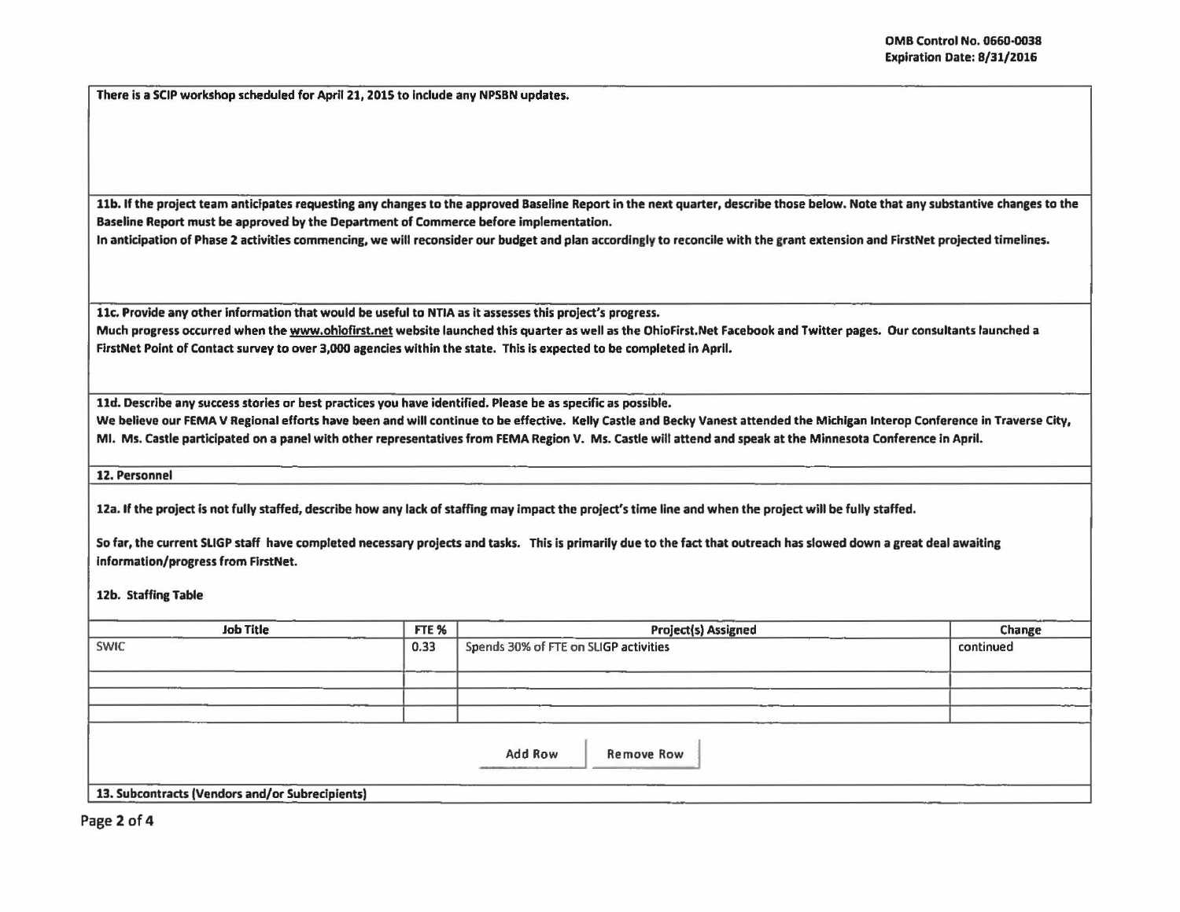There is a SCIP workshop scheduled for April 21, 2015 to include any NPSBN updates.

**11b. If the project team anticipates requesting any changes to the approved Baseline Report in the next quarter, describe those below. Note that any substantive changes to the Baseline Report must be approved by the Department of Commerce before implementation.**

In anticipation of Phase 2 activities commencing, we will reconsider our budget and plan accordingly to reconcile with the grant extension and FirstNet projected timelines.

**11c. Provide any other information that would be useful to NTIA as it assesses this project's progress.**

Much progress occurred when the www.ohiofirst.net website launched this quarter as well as the OhioFirst.Net Facebook and Twitter pages. Our consultants launched a FirstNet Point of Contact survey to over 3,000 agencies within the state. This is expected to be completed in April.

**11d. Describe any success stories or best practices you have identified. Please be as specific as possible.**

We believe our FEMA V Regional efforts have been and will continue to be effective. Kelly Castle and Becky Vanest attended the Michigan Interop Conference in Traverse City, MI. Ms. Castle participated on a panel with other representatives from FEMA Region V. Ms. Castle will attend and speak at the Minnesota Conference in April.

**12. Personnel**

**12a. If the project is not fully staffed, describe how any lack of staffing may impact the project's time line and when the project will be fully staffed.**

So far, the current SLIGP staff have completed necessary projects and tasks. This is primarily due to the fact that outreach has slowed down a great deal awaiting information/progress from FirstNet.

**12b. Staffing Table**

| Job Title | FTE % | Project(s) Assigned | Change |
|---|---|---|---|
| SWIC | 0.33 | Spends 30% of FTE on SLIGP activities | continued |
| | | | |
| | | | |
| | | | |

**13. Subcontracts (Vendors and/or Subrecipients)**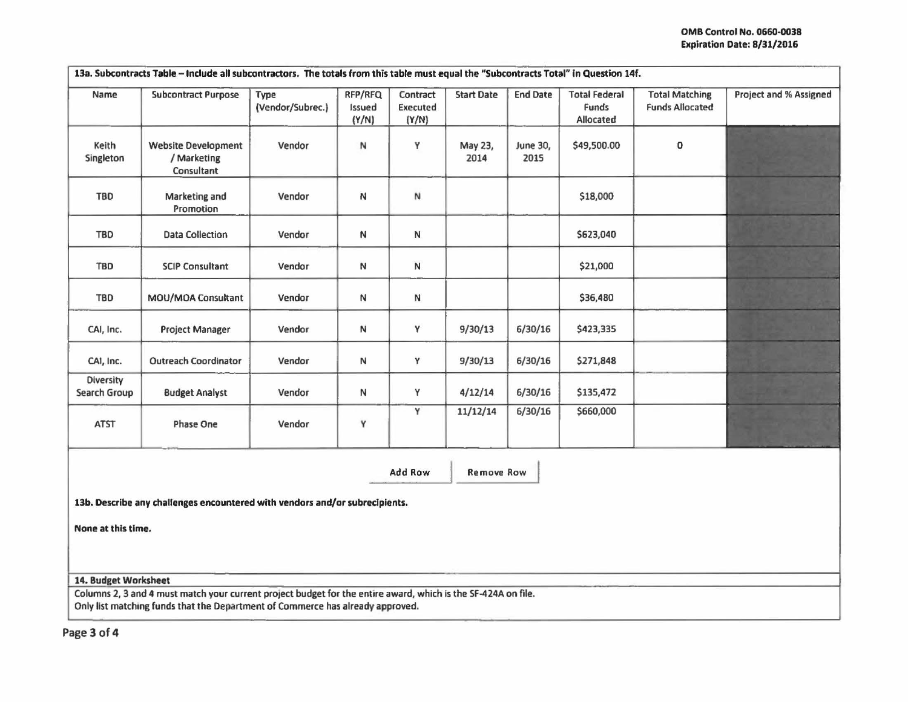OMB Control No. 0660-0038
Expiration Date: 8/31/2016

**13a. Subcontracts Table – Include all subcontractors. The totals from this table must equal the "Subcontracts Total" in Question 14f.**

| Name | Subcontract Purpose | Type (Vendor/Subrec.) | RFP/RFQ Issued (Y/N) | Contract Executed (Y/N) | Start Date | End Date | Total Federal Funds Allocated | Total Matching Funds Allocated | Project and % Assigned |
|---|---|---|---|---|---|---|---|---|---|
| Keith Singleton | Website Development / Marketing Consultant | Vendor | N | Y | May 23, 2014 | June 30, 2015 | $49,500.00 | 0 | |
| TBD | Marketing and Promotion | Vendor | N | N | | | $18,000 | | |
| TBD | Data Collection | Vendor | N | N | | | $623,040 | | |
| TBD | SCIP Consultant | Vendor | N | N | | | $21,000 | | |
| TBD | MOU/MOA Consultant | Vendor | N | N | | | $36,480 | | |
| CAI, Inc. | Project Manager | Vendor | N | Y | 9/30/13 | 6/30/16 | $423,335 | | |
| CAI, Inc. | Outreach Coordinator | Vendor | N | Y | 9/30/13 | 6/30/16 | $271,848 | | |
| Diversity Search Group | Budget Analyst | Vendor | N | Y | 4/12/14 | 6/30/16 | $135,472 | | |
| ATST | Phase One | Vendor | Y | Y | 11/12/14 | 6/30/16 | $660,000 | | |

**13b. Describe any challenges encountered with vendors and/or subrecipients.**

**None at this time.**

**14. Budget Worksheet**

Columns 2, 3 and 4 must match your current project budget for the entire award, which is the SF-424A on file.
Only list matching funds that the Department of Commerce has already approved.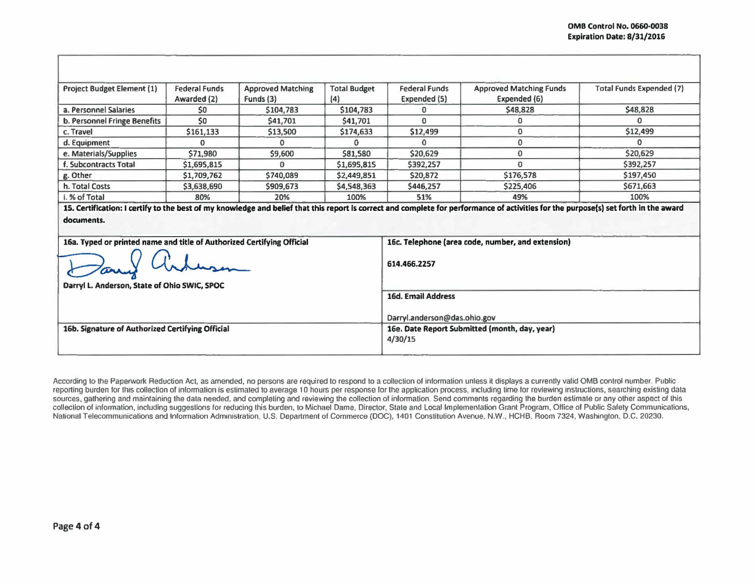**OMB Control No. 0660-0038**
**Expiration Date: 8/31/2016**

| Project Budget Element (1) | Federal Funds Awarded (2) | Approved Matching Funds (3) | Total Budget (4) | Federal Funds Expended (5) | Approved Matching Funds Expended (6) | Total Funds Expended (7) |
|---|---|---|---|---|---|---|
| a. Personnel Salaries | $0 | $104,783 | $104,783 | 0 | $48,828 | $48,828 |
| b. Personnel Fringe Benefits | $0 | $41,701 | $41,701 | 0 | 0 | 0 |
| c. Travel | $161,133 | $13,500 | $174,633 | $12,499 | 0 | $12,499 |
| d. Equipment | 0 | 0 | 0 | 0 | 0 | 0 |
| e. Materials/Supplies | $71,980 | $9,600 | $81,580 | $20,629 | 0 | $20,629 |
| f. Subcontracts Total | $1,695,815 | 0 | $1,695,815 | $392,257 | 0 | $392,257 |
| g. Other | $1,709,762 | $740,089 | $2,449,851 | $20,872 | $176,578 | $197,450 |
| h. Total Costs | $3,638,690 | $909,673 | $4,548,363 | $446,257 | $225,406 | $671,663 |
| i. % of Total | 80% | 20% | 100% | 51% | 49% | 100% |

**15. Certification: I certify to the best of my knowledge and belief that this report is correct and complete for performance of activities for the purpose(s) set forth in the award documents.**

| | |
|---|---|
| **16a. Typed or printed name and title of Authorized Certifying Official** <br> **Darryl L. Anderson, State of Ohio SWIC, SPOC** | **16c. Telephone (area code, number, and extension)** <br> **614.466.2257** |
| | **16d. Email Address** <br> Darryl.anderson@das.ohio.gov |
| **16b. Signature of Authorized Certifying Official** | **16e. Date Report Submitted (month, day, year)** <br> 4/30/15 |

According to the Paperwork Reduction Act, as amended, no persons are required to respond to a collection of information unless it displays a currently valid OMB control number. Public reporting burden for this collection of information is estimated to average 10 hours per response for the application process, including time for reviewing instructions, searching existing data sources, gathering and maintaining the data needed, and completing and reviewing the collection of information. Send comments regarding the burden estimate or any other aspect of this collection of information, including suggestions for reducing this burden, to Michael Dame, Director, State and Local Implementation Grant Program, Office of Public Safety Communications, National Telecommunications and Information Administration, U.S. Department of Commerce (DOC), 1401 Constitution Avenue, N.W., HCHB, Room 7324, Washington, D.C. 20230.